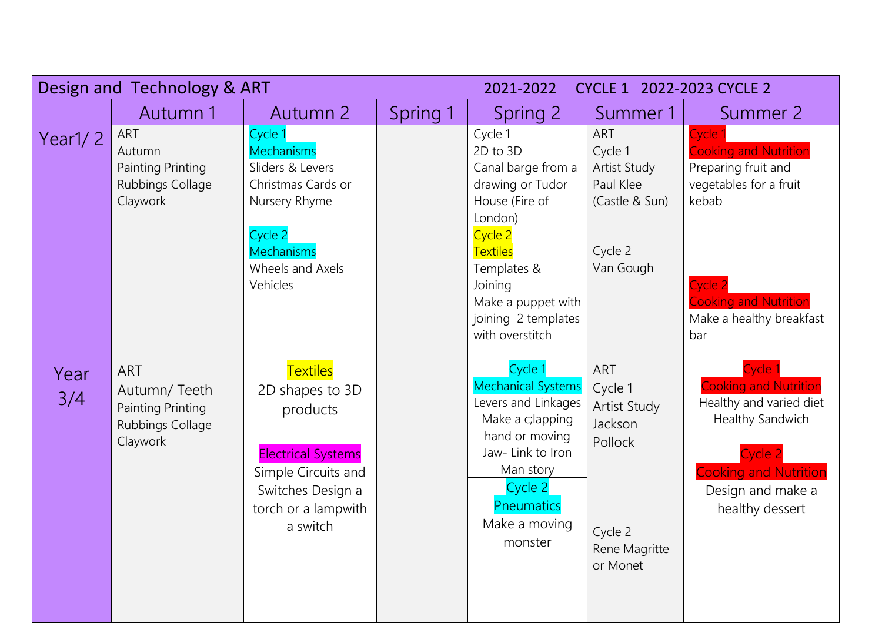| Design and Technology & ART | | | | 2021-2022 CYCLE 1 2022-2023 CYCLE 2 | | |
|---|---|---|---|---|---|---|
| | Autumn 1 | Autumn 2 | Spring 1 | Spring 2 | Summer 1 | Summer 2 |
| Year1/ 2 | ART<br>Autumn<br>Painting Printing<br>Rubbings Collage<br>Claywork | Cycle 1<br>Mechanisms<br>Sliders & Levers<br>Christmas Cards or<br>Nursery Rhyme | | Cycle 1<br>2D to 3D<br>Canal barge from a drawing or Tudor House (Fire of London) | ART<br>Cycle 1<br>Artist Study<br>Paul Klee<br>(Castle & Sun)<br><br>Cycle 2<br>Van Gough | Cycle 1<br>Cooking and Nutrition<br>Preparing fruit and vegetables for a fruit kebab |
| | | Cycle 2<br>Mechanisms<br>Wheels and Axels<br>Vehicles | | Cycle 2<br>Textiles<br>Templates & Joining<br>Make a puppet with joining 2 templates with overstitch | | Cycle 2<br>Cooking and Nutrition<br>Make a healthy breakfast bar |
| Year 3/4 | ART<br>Autumn/ Teeth<br>Painting Printing<br>Rubbings Collage<br>Claywork | Textiles<br>2D shapes to 3D products | | Cycle 1<br>Mechanical Systems<br>Levers and Linkages<br>Make a c;lapping hand or moving Jaw- Link to Iron Man story | ART<br>Cycle 1<br>Artist Study<br>Jackson Pollock<br><br>Cycle 2<br>Rene Magritte or Monet | Cycle 1<br>Cooking and Nutrition<br>Healthy and varied diet<br>Healthy Sandwich |
| | | Electrical Systems<br>Simple Circuits and Switches Design a torch or a lampwith a switch | | Cycle 2<br>Pneumatics<br>Make a moving monster | | Cycle 2<br>Cooking and Nutrition<br>Design and make a healthy dessert |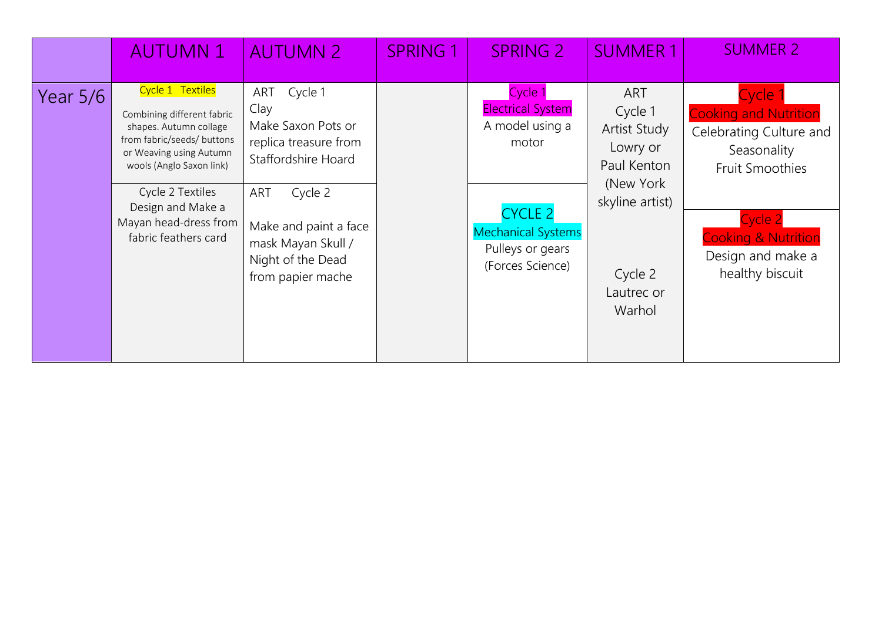| | AUTUMN 1 | AUTUMN 2 | SPRING 1 | SPRING 2 | SUMMER 1 | SUMMER 2 |
|---|---|---|---|---|---|---|
| Year 5/6 | Cycle 1 Textiles<br>Combining different fabric shapes. Autumn collage from fabric/seeds/ buttons or Weaving using Autumn wools (Anglo Saxon link) | ART Cycle 1<br>Clay<br>Make Saxon Pots or replica treasure from Staffordshire Hoard | | Cycle 1<br>Electrical System<br>A model using a motor | ART<br>Cycle 1<br>Artist Study<br>Lowry or Paul Kenton (New York skyline artist) | Cycle 1<br>Cooking and Nutrition<br>Celebrating Culture and Seasonality<br>Fruit Smoothies |
| | Cycle 2 Textiles<br>Design and Make a Mayan head-dress from fabric feathers card | ART Cycle 2<br>Make and paint a face mask Mayan Skull / Night of the Dead from papier mache | | CYCLE 2<br>Mechanical Systems<br>Pulleys or gears<br>(Forces Science) | Cycle 2<br>Lautrec or Warhol | Cycle 2<br>Cooking & Nutrition<br>Design and make a healthy biscuit |